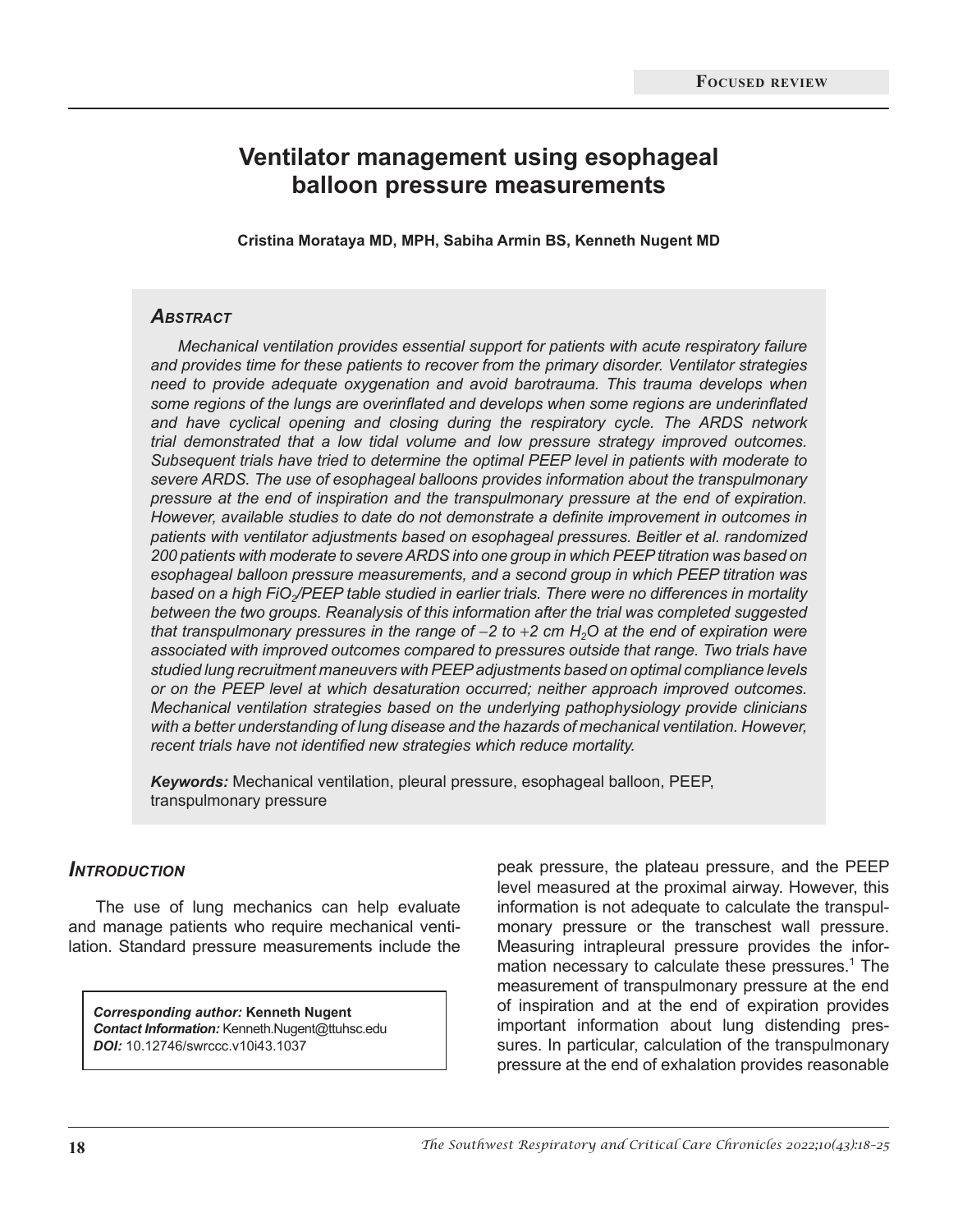**Focused review**

# Ventilator management using esophageal balloon pressure measurements

**Cristina Morataya MD, MPH, Sabiha Armin BS, Kenneth Nugent MD**

## *Abstract*

*Mechanical ventilation provides essential support for patients with acute respiratory failure and provides time for these patients to recover from the primary disorder. Ventilator strategies need to provide adequate oxygenation and avoid barotrauma. This trauma develops when some regions of the lungs are overinflated and develops when some regions are underinflated and have cyclical opening and closing during the respiratory cycle. The ARDS network trial demonstrated that a low tidal volume and low pressure strategy improved outcomes. Subsequent trials have tried to determine the optimal PEEP level in patients with moderate to severe ARDS. The use of esophageal balloons provides information about the transpulmonary pressure at the end of inspiration and the transpulmonary pressure at the end of expiration. However, available studies to date do not demonstrate a definite improvement in outcomes in patients with ventilator adjustments based on esophageal pressures. Beitler et al. randomized 200 patients with moderate to severe ARDS into one group in which PEEP titration was based on esophageal balloon pressure measurements, and a second group in which PEEP titration was based on a high $FiO_2$/PEEP table studied in earlier trials. There were no differences in mortality between the two groups. Reanalysis of this information after the trial was completed suggested that transpulmonary pressures in the range of $-2$ to $+2$ cm $H_2O$ at the end of expiration were associated with improved outcomes compared to pressures outside that range. Two trials have studied lung recruitment maneuvers with PEEP adjustments based on optimal compliance levels or on the PEEP level at which desaturation occurred; neither approach improved outcomes. Mechanical ventilation strategies based on the underlying pathophysiology provide clinicians with a better understanding of lung disease and the hazards of mechanical ventilation. However, recent trials have not identified new strategies which reduce mortality.*

***Keywords:*** Mechanical ventilation, pleural pressure, esophageal balloon, PEEP, transpulmonary pressure

## *Introduction*

The use of lung mechanics can help evaluate and manage patients who require mechanical ventilation. Standard pressure measurements include the peak pressure, the plateau pressure, and the PEEP level measured at the proximal airway. However, this information is not adequate to calculate the transpulmonary pressure or the transchest wall pressure. Measuring intrapleural pressure provides the information necessary to calculate these pressures.[1] The measurement of transpulmonary pressure at the end of inspiration and at the end of expiration provides important information about lung distending pressures. In particular, calculation of the transpulmonary pressure at the end of exhalation provides reasonable

***Corresponding author:*** **Kenneth Nugent**
***Contact Information:*** Kenneth.Nugent@ttuhsc.edu
***DOI:*** 10.12746/swrccc.v10i43.1037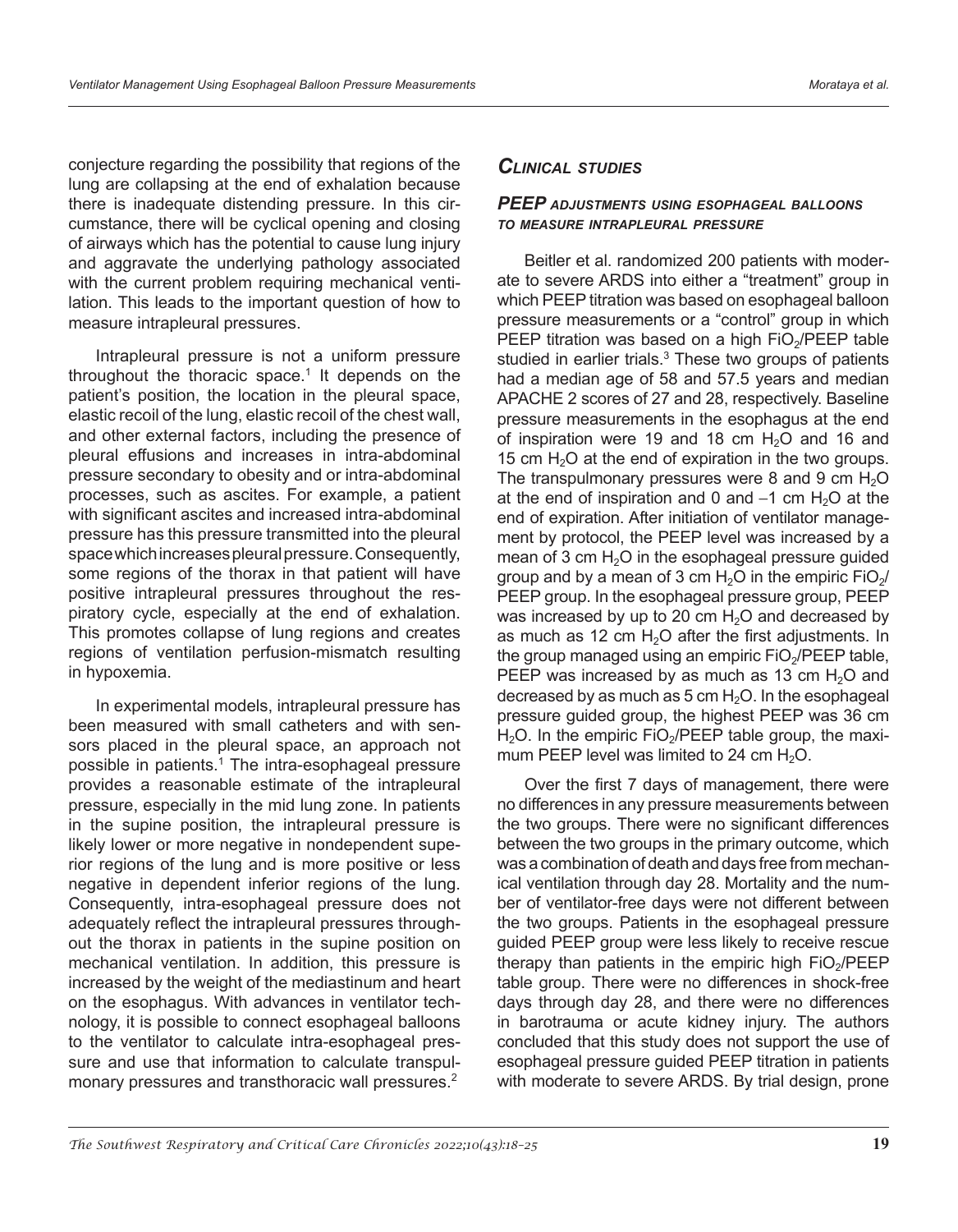conjecture regarding the possibility that regions of the lung are collapsing at the end of exhalation because there is inadequate distending pressure. In this circumstance, there will be cyclical opening and closing of airways which has the potential to cause lung injury and aggravate the underlying pathology associated with the current problem requiring mechanical ventilation. This leads to the important question of how to measure intrapleural pressures.

Intrapleural pressure is not a uniform pressure throughout the thoracic space.[1] It depends on the patient's position, the location in the pleural space, elastic recoil of the lung, elastic recoil of the chest wall, and other external factors, including the presence of pleural effusions and increases in intra-abdominal pressure secondary to obesity and or intra-abdominal processes, such as ascites. For example, a patient with significant ascites and increased intra-abdominal pressure has this pressure transmitted into the pleural space which increases pleural pressure. Consequently, some regions of the thorax in that patient will have positive intrapleural pressures throughout the respiratory cycle, especially at the end of exhalation. This promotes collapse of lung regions and creates regions of ventilation perfusion-mismatch resulting in hypoxemia.

In experimental models, intrapleural pressure has been measured with small catheters and with sensors placed in the pleural space, an approach not possible in patients.[1] The intra-esophageal pressure provides a reasonable estimate of the intrapleural pressure, especially in the mid lung zone. In patients in the supine position, the intrapleural pressure is likely lower or more negative in nondependent superior regions of the lung and is more positive or less negative in dependent inferior regions of the lung. Consequently, intra-esophageal pressure does not adequately reflect the intrapleural pressures throughout the thorax in patients in the supine position on mechanical ventilation. In addition, this pressure is increased by the weight of the mediastinum and heart on the esophagus. With advances in ventilator technology, it is possible to connect esophageal balloons to the ventilator to calculate intra-esophageal pressure and use that information to calculate transpulmonary pressures and transthoracic wall pressures.[2]

## *Clinical studies*

### *PEEP adjustments using esophageal balloons to measure intrapleural pressure*

Beitler et al. randomized 200 patients with moderate to severe ARDS into either a "treatment" group in which PEEP titration was based on esophageal balloon pressure measurements or a "control" group in which PEEP titration was based on a high $FiO_2$/PEEP table studied in earlier trials.[3] These two groups of patients had a median age of 58 and 57.5 years and median APACHE 2 scores of 27 and 28, respectively. Baseline pressure measurements in the esophagus at the end of inspiration were 19 and 18 cm $H_2O$ and 16 and 15 cm $H_2O$ at the end of expiration in the two groups. The transpulmonary pressures were 8 and 9 cm $H_2O$ at the end of inspiration and 0 and −1 cm $H_2O$ at the end of expiration. After initiation of ventilator management by protocol, the PEEP level was increased by a mean of 3 cm $H_2O$ in the esophageal pressure guided group and by a mean of 3 cm $H_2O$ in the empiric $FiO_2$/PEEP group. In the esophageal pressure group, PEEP was increased by up to 20 cm $H_2O$ and decreased by as much as 12 cm $H_2O$ after the first adjustments. In the group managed using an empiric $FiO_2$/PEEP table, PEEP was increased by as much as 13 cm $H_2O$ and decreased by as much as 5 cm $H_2O$. In the esophageal pressure guided group, the highest PEEP was 36 cm $H_2O$. In the empiric $FiO_2$/PEEP table group, the maximum PEEP level was limited to 24 cm $H_2O$.

Over the first 7 days of management, there were no differences in any pressure measurements between the two groups. There were no significant differences between the two groups in the primary outcome, which was a combination of death and days free from mechanical ventilation through day 28. Mortality and the number of ventilator-free days were not different between the two groups. Patients in the esophageal pressure guided PEEP group were less likely to receive rescue therapy than patients in the empiric high $FiO_2$/PEEP table group. There were no differences in shock-free days through day 28, and there were no differences in barotrauma or acute kidney injury. The authors concluded that this study does not support the use of esophageal pressure guided PEEP titration in patients with moderate to severe ARDS. By trial design, prone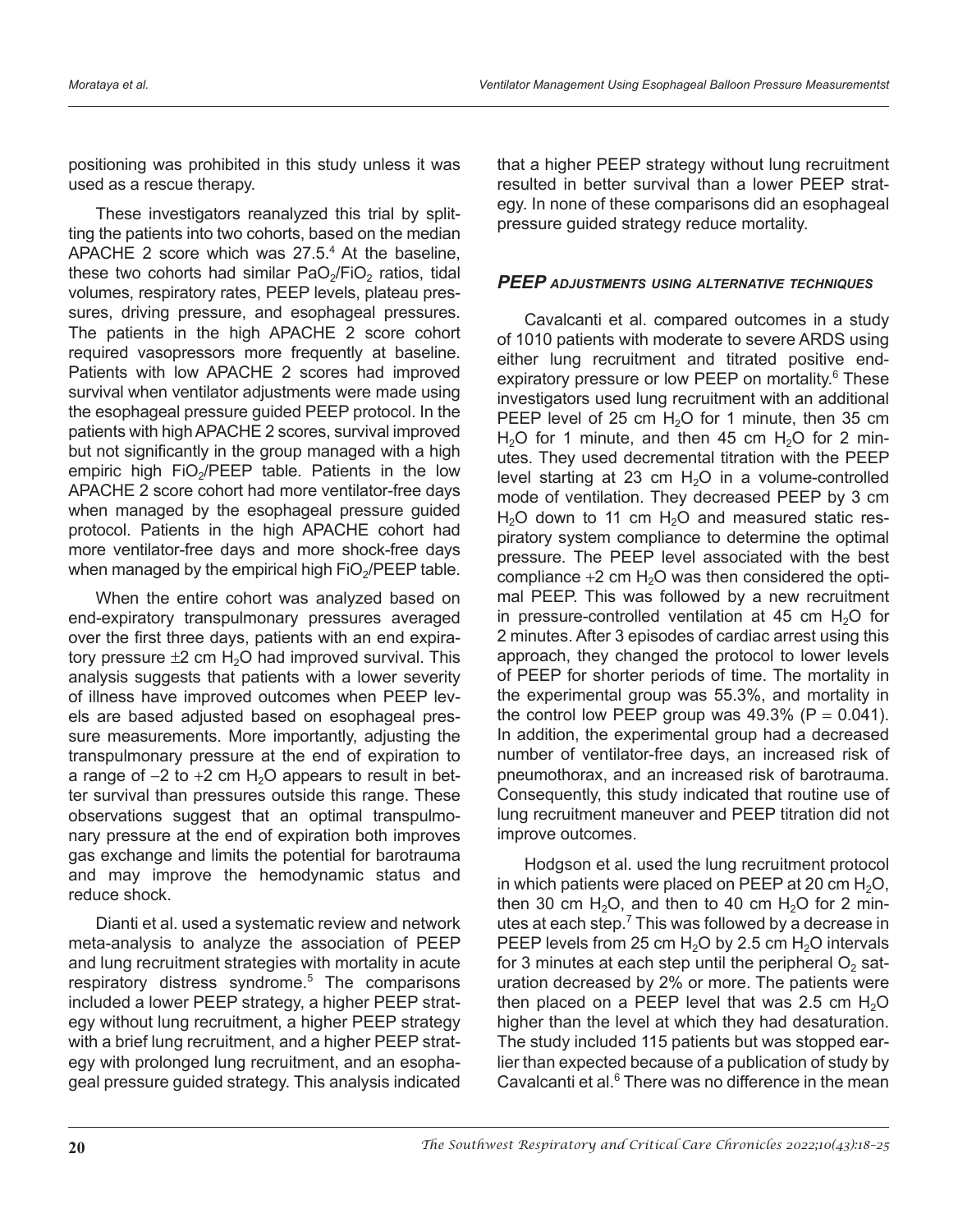positioning was prohibited in this study unless it was used as a rescue therapy.

These investigators reanalyzed this trial by splitting the patients into two cohorts, based on the median APACHE 2 score which was 27.5.[4] At the baseline, these two cohorts had similar $PaO_2/FiO_2$ ratios, tidal volumes, respiratory rates, PEEP levels, plateau pressures, driving pressure, and esophageal pressures. The patients in the high APACHE 2 score cohort required vasopressors more frequently at baseline. Patients with low APACHE 2 scores had improved survival when ventilator adjustments were made using the esophageal pressure guided PEEP protocol. In the patients with high APACHE 2 scores, survival improved but not significantly in the group managed with a high empiric high $FiO_2$/PEEP table. Patients in the low APACHE 2 score cohort had more ventilator-free days when managed by the esophageal pressure guided protocol. Patients in the high APACHE cohort had more ventilator-free days and more shock-free days when managed by the empirical high $FiO_2$/PEEP table.

When the entire cohort was analyzed based on end-expiratory transpulmonary pressures averaged over the first three days, patients with an end expiratory pressure ±2 cm $H_2O$ had improved survival. This analysis suggests that patients with a lower severity of illness have improved outcomes when PEEP levels are based adjusted based on esophageal pressure measurements. More importantly, adjusting the transpulmonary pressure at the end of expiration to a range of −2 to +2 cm $H_2O$ appears to result in better survival than pressures outside this range. These observations suggest that an optimal transpulmonary pressure at the end of expiration both improves gas exchange and limits the potential for barotrauma and may improve the hemodynamic status and reduce shock.

Dianti et al. used a systematic review and network meta-analysis to analyze the association of PEEP and lung recruitment strategies with mortality in acute respiratory distress syndrome.[5] The comparisons included a lower PEEP strategy, a higher PEEP strategy without lung recruitment, a higher PEEP strategy with a brief lung recruitment, and a higher PEEP strategy with prolonged lung recruitment, and an esophageal pressure guided strategy. This analysis indicated that a higher PEEP strategy without lung recruitment resulted in better survival than a lower PEEP strategy. In none of these comparisons did an esophageal pressure guided strategy reduce mortality.

### *PEEP ADJUSTMENTS USING ALTERNATIVE TECHNIQUES*

Cavalcanti et al. compared outcomes in a study of 1010 patients with moderate to severe ARDS using either lung recruitment and titrated positive end-expiratory pressure or low PEEP on mortality.[6] These investigators used lung recruitment with an additional PEEP level of 25 cm $H_2O$ for 1 minute, then 35 cm $H_2O$ for 1 minute, and then 45 cm $H_2O$ for 2 minutes. They used decremental titration with the PEEP level starting at 23 cm $H_2O$ in a volume-controlled mode of ventilation. They decreased PEEP by 3 cm $H_2O$ down to 11 cm $H_2O$ and measured static respiratory system compliance to determine the optimal pressure. The PEEP level associated with the best compliance +2 cm $H_2O$ was then considered the optimal PEEP. This was followed by a new recruitment in pressure-controlled ventilation at 45 cm $H_2O$ for 2 minutes. After 3 episodes of cardiac arrest using this approach, they changed the protocol to lower levels of PEEP for shorter periods of time. The mortality in the experimental group was 55.3%, and mortality in the control low PEEP group was 49.3% ($P = 0.041$). In addition, the experimental group had a decreased number of ventilator-free days, an increased risk of pneumothorax, and an increased risk of barotrauma. Consequently, this study indicated that routine use of lung recruitment maneuver and PEEP titration did not improve outcomes.

Hodgson et al. used the lung recruitment protocol in which patients were placed on PEEP at 20 cm $H_2O$, then 30 cm $H_2O$, and then to 40 cm $H_2O$ for 2 minutes at each step.[7] This was followed by a decrease in PEEP levels from 25 cm $H_2O$ by 2.5 cm $H_2O$ intervals for 3 minutes at each step until the peripheral $O_2$ saturation decreased by 2% or more. The patients were then placed on a PEEP level that was 2.5 cm $H_2O$ higher than the level at which they had desaturation. The study included 115 patients but was stopped earlier than expected because of a publication of study by Cavalcanti et al.[6] There was no difference in the mean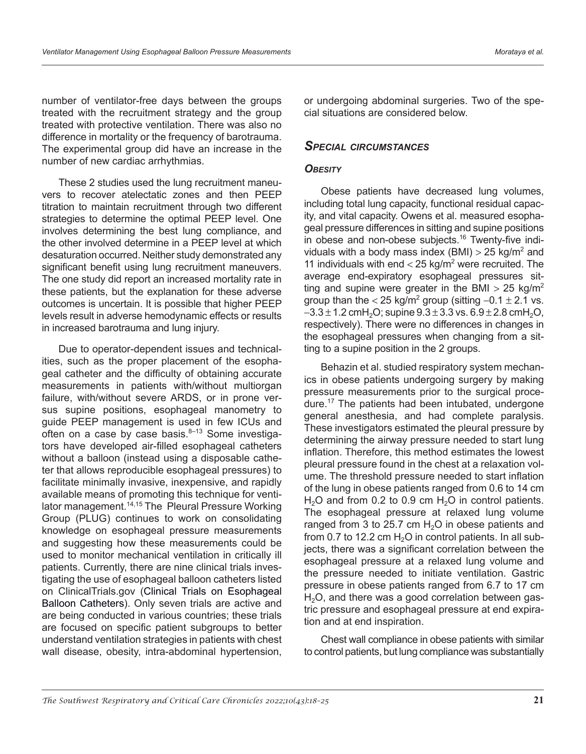number of ventilator-free days between the groups treated with the recruitment strategy and the group treated with protective ventilation. There was also no difference in mortality or the frequency of barotrauma. The experimental group did have an increase in the number of new cardiac arrhythmias.

These 2 studies used the lung recruitment maneuvers to recover atelectatic zones and then PEEP titration to maintain recruitment through two different strategies to determine the optimal PEEP level. One involves determining the best lung compliance, and the other involved determine in a PEEP level at which desaturation occurred. Neither study demonstrated any significant benefit using lung recruitment maneuvers. The one study did report an increased mortality rate in these patients, but the explanation for these adverse outcomes is uncertain. It is possible that higher PEEP levels result in adverse hemodynamic effects or results in increased barotrauma and lung injury.

Due to operator-dependent issues and technicalities, such as the proper placement of the esophageal catheter and the difficulty of obtaining accurate measurements in patients with/without multiorgan failure, with/without severe ARDS, or in prone versus supine positions, esophageal manometry to guide PEEP management is used in few ICUs and often on a case by case basis.[8–13] Some investigators have developed air-filled esophageal catheters without a balloon (instead using a disposable catheter that allows reproducible esophageal pressures) to facilitate minimally invasive, inexpensive, and rapidly available means of promoting this technique for ventilator management.[14,15] The Pleural Pressure Working Group (PLUG) continues to work on consolidating knowledge on esophageal pressure measurements and suggesting how these measurements could be used to monitor mechanical ventilation in critically ill patients. Currently, there are nine clinical trials investigating the use of esophageal balloon catheters listed on ClinicalTrials.gov (Clinical Trials on Esophageal Balloon Catheters). Only seven trials are active and are being conducted in various countries; these trials are focused on specific patient subgroups to better understand ventilation strategies in patients with chest wall disease, obesity, intra-abdominal hypertension, or undergoing abdominal surgeries. Two of the special situations are considered below.

## *Special circumstances*

### *Obesity*

Obese patients have decreased lung volumes, including total lung capacity, functional residual capacity, and vital capacity. Owens et al. measured esophageal pressure differences in sitting and supine positions in obese and non-obese subjects.[16] Twenty-five individuals with a body mass index (BMI) $> 25$ kg/m$^2$ and 11 individuals with end $< 25$ kg/m$^2$ were recruited. The average end-expiratory esophageal pressures sitting and supine were greater in the BMI $> 25$ kg/m$^2$ group than the $< 25$ kg/m$^2$ group (sitting $-0.1 \pm 2.1$ vs. $-3.3 \pm 1.2$ cm$H_2O$; supine $9.3 \pm 3.3$ vs. $6.9 \pm 2.8$ cm$H_2O$, respectively). There were no differences in changes in the esophageal pressures when changing from a sitting to a supine position in the 2 groups.

Behazin et al. studied respiratory system mechanics in obese patients undergoing surgery by making pressure measurements prior to the surgical procedure.[17] The patients had been intubated, undergone general anesthesia, and had complete paralysis. These investigators estimated the pleural pressure by determining the airway pressure needed to start lung inflation. Therefore, this method estimates the lowest pleural pressure found in the chest at a relaxation volume. The threshold pressure needed to start inflation of the lung in obese patients ranged from 0.6 to 14 cm $H_2O$ and from 0.2 to 0.9 cm $H_2O$ in control patients. The esophageal pressure at relaxed lung volume ranged from 3 to 25.7 cm $H_2O$ in obese patients and from 0.7 to 12.2 cm $H_2O$ in control patients. In all subjects, there was a significant correlation between the esophageal pressure at a relaxed lung volume and the pressure needed to initiate ventilation. Gastric pressure in obese patients ranged from 6.7 to 17 cm $H_2O$, and there was a good correlation between gastric pressure and esophageal pressure at end expiration and at end inspiration.

Chest wall compliance in obese patients with similar to control patients, but lung compliance was substantially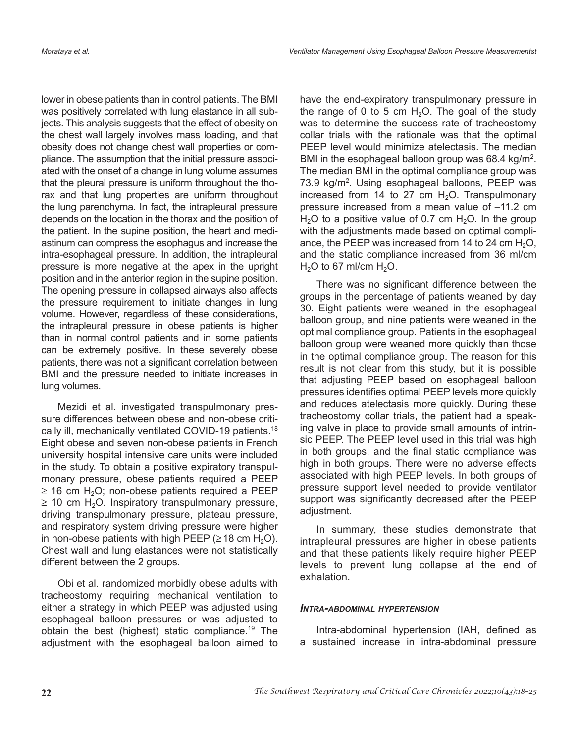lower in obese patients than in control patients. The BMI was positively correlated with lung elastance in all subjects. This analysis suggests that the effect of obesity on the chest wall largely involves mass loading, and that obesity does not change chest wall properties or compliance. The assumption that the initial pressure associated with the onset of a change in lung volume assumes that the pleural pressure is uniform throughout the thorax and that lung properties are uniform throughout the lung parenchyma. In fact, the intrapleural pressure depends on the location in the thorax and the position of the patient. In the supine position, the heart and mediastinum can compress the esophagus and increase the intra-esophageal pressure. In addition, the intrapleural pressure is more negative at the apex in the upright position and in the anterior region in the supine position. The opening pressure in collapsed airways also affects the pressure requirement to initiate changes in lung volume. However, regardless of these considerations, the intrapleural pressure in obese patients is higher than in normal control patients and in some patients can be extremely positive. In these severely obese patients, there was not a significant correlation between BMI and the pressure needed to initiate increases in lung volumes.

Mezidi et al. investigated transpulmonary pressure differences between obese and non-obese critically ill, mechanically ventilated COVID-19 patients.[18] Eight obese and seven non-obese patients in French university hospital intensive care units were included in the study. To obtain a positive expiratory transpulmonary pressure, obese patients required a PEEP $\geq$ 16 cm $H_2O$; non-obese patients required a PEEP $\geq$ 10 cm $H_2O$. Inspiratory transpulmonary pressure, driving transpulmonary pressure, plateau pressure, and respiratory system driving pressure were higher in non-obese patients with high PEEP ($\geq$18 cm $H_2O$). Chest wall and lung elastances were not statistically different between the 2 groups.

Obi et al. randomized morbidly obese adults with tracheostomy requiring mechanical ventilation to either a strategy in which PEEP was adjusted using esophageal balloon pressures or was adjusted to obtain the best (highest) static compliance.[19] The adjustment with the esophageal balloon aimed to have the end-expiratory transpulmonary pressure in the range of 0 to 5 cm $H_2O$. The goal of the study was to determine the success rate of tracheostomy collar trials with the rationale was that the optimal PEEP level would minimize atelectasis. The median BMI in the esophageal balloon group was 68.4 kg/m$^2$. The median BMI in the optimal compliance group was 73.9 kg/m$^2$. Using esophageal balloons, PEEP was increased from 14 to 27 cm $H_2O$. Transpulmonary pressure increased from a mean value of −11.2 cm $H_2O$ to a positive value of 0.7 cm $H_2O$. In the group with the adjustments made based on optimal compliance, the PEEP was increased from 14 to 24 cm $H_2O$, and the static compliance increased from 36 ml/cm $H_2O$ to 67 ml/cm $H_2O$.

There was no significant difference between the groups in the percentage of patients weaned by day 30. Eight patients were weaned in the esophageal balloon group, and nine patients were weaned in the optimal compliance group. Patients in the esophageal balloon group were weaned more quickly than those in the optimal compliance group. The reason for this result is not clear from this study, but it is possible that adjusting PEEP based on esophageal balloon pressures identifies optimal PEEP levels more quickly and reduces atelectasis more quickly. During these tracheostomy collar trials, the patient had a speaking valve in place to provide small amounts of intrinsic PEEP. The PEEP level used in this trial was high in both groups, and the final static compliance was high in both groups. There were no adverse effects associated with high PEEP levels. In both groups of pressure support level needed to provide ventilator support was significantly decreased after the PEEP adjustment.

In summary, these studies demonstrate that intrapleural pressures are higher in obese patients and that these patients likely require higher PEEP levels to prevent lung collapse at the end of exhalation.

#### *Intra-abdominal hypertension*

Intra-abdominal hypertension (IAH, defined as a sustained increase in intra-abdominal pressure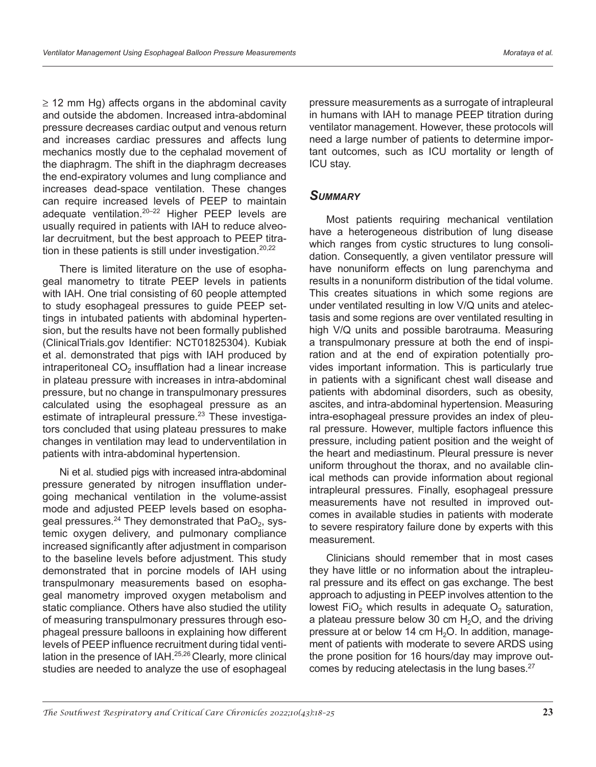≥ 12 mm Hg) affects organs in the abdominal cavity and outside the abdomen. Increased intra-abdominal pressure decreases cardiac output and venous return and increases cardiac pressures and affects lung mechanics mostly due to the cephalad movement of the diaphragm. The shift in the diaphragm decreases the end-expiratory volumes and lung compliance and increases dead-space ventilation. These changes can require increased levels of PEEP to maintain adequate ventilation.[20–22] Higher PEEP levels are usually required in patients with IAH to reduce alveolar decruitment, but the best approach to PEEP titration in these patients is still under investigation.[20,22]

There is limited literature on the use of esophageal manometry to titrate PEEP levels in patients with IAH. One trial consisting of 60 people attempted to study esophageal pressures to guide PEEP settings in intubated patients with abdominal hypertension, but the results have not been formally published (ClinicalTrials.gov Identifier: NCT01825304). Kubiak et al. demonstrated that pigs with IAH produced by intraperitoneal $CO_2$ insufflation had a linear increase in plateau pressure with increases in intra-abdominal pressure, but no change in transpulmonary pressures calculated using the esophageal pressure as an estimate of intrapleural pressure.[23] These investigators concluded that using plateau pressures to make changes in ventilation may lead to underventilation in patients with intra-abdominal hypertension.

Ni et al. studied pigs with increased intra-abdominal pressure generated by nitrogen insufflation undergoing mechanical ventilation in the volume-assist mode and adjusted PEEP levels based on esophageal pressures.[24] They demonstrated that $PaO_2$, systemic oxygen delivery, and pulmonary compliance increased significantly after adjustment in comparison to the baseline levels before adjustment. This study demonstrated that in porcine models of IAH using transpulmonary measurements based on esophageal manometry improved oxygen metabolism and static compliance. Others have also studied the utility of measuring transpulmonary pressures through esophageal pressure balloons in explaining how different levels of PEEP influence recruitment during tidal ventilation in the presence of IAH.[25,26] Clearly, more clinical studies are needed to analyze the use of esophageal pressure measurements as a surrogate of intrapleural in humans with IAH to manage PEEP titration during ventilator management. However, these protocols will need a large number of patients to determine important outcomes, such as ICU mortality or length of ICU stay.

## *Summary*

Most patients requiring mechanical ventilation have a heterogeneous distribution of lung disease which ranges from cystic structures to lung consolidation. Consequently, a given ventilator pressure will have nonuniform effects on lung parenchyma and results in a nonuniform distribution of the tidal volume. This creates situations in which some regions are under ventilated resulting in low V/Q units and atelectasis and some regions are over ventilated resulting in high V/Q units and possible barotrauma. Measuring a transpulmonary pressure at both the end of inspiration and at the end of expiration potentially provides important information. This is particularly true in patients with a significant chest wall disease and patients with abdominal disorders, such as obesity, ascites, and intra-abdominal hypertension. Measuring intra-esophageal pressure provides an index of pleural pressure. However, multiple factors influence this pressure, including patient position and the weight of the heart and mediastinum. Pleural pressure is never uniform throughout the thorax, and no available clinical methods can provide information about regional intrapleural pressures. Finally, esophageal pressure measurements have not resulted in improved outcomes in available studies in patients with moderate to severe respiratory failure done by experts with this measurement.

Clinicians should remember that in most cases they have little or no information about the intrapleural pressure and its effect on gas exchange. The best approach to adjusting in PEEP involves attention to the lowest $FiO_2$ which results in adequate $O_2$ saturation, a plateau pressure below 30 cm $H_2O$, and the driving pressure at or below 14 cm $H_2O$. In addition, management of patients with moderate to severe ARDS using the prone position for 16 hours/day may improve outcomes by reducing atelectasis in the lung bases.[27]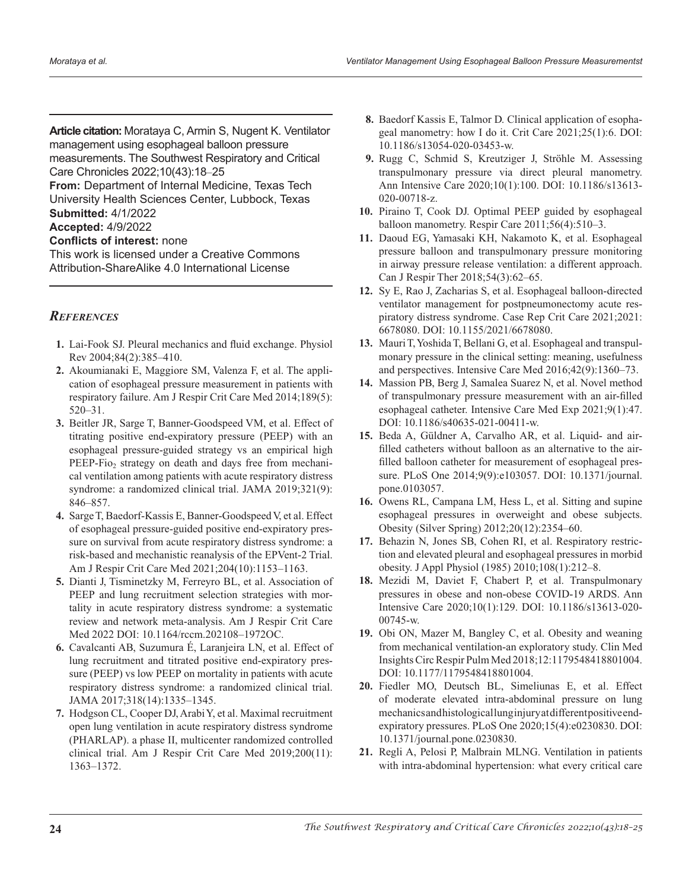**Article citation:** Morataya C, Armin S, Nugent K. Ventilator management using esophageal balloon pressure measurements. The Southwest Respiratory and Critical Care Chronicles 2022;10(43):18–25
**From:** Department of Internal Medicine, Texas Tech University Health Sciences Center, Lubbock, Texas
**Submitted:** 4/1/2022
**Accepted:** 4/9/2022
**Conflicts of interest:** none
This work is licensed under a Creative Commons Attribution-ShareAlike 4.0 International License

## References

1. Lai-Fook SJ. Pleural mechanics and fluid exchange. Physiol Rev 2004;84(2):385–410.
2. Akoumianaki E, Maggiore SM, Valenza F, et al. The application of esophageal pressure measurement in patients with respiratory failure. Am J Respir Crit Care Med 2014;189(5): 520–31.
3. Beitler JR, Sarge T, Banner-Goodspeed VM, et al. Effect of titrating positive end-expiratory pressure (PEEP) with an esophageal pressure-guided strategy vs an empirical high PEEP-$Fio_2$ strategy on death and days free from mechanical ventilation among patients with acute respiratory distress syndrome: a randomized clinical trial. JAMA 2019;321(9): 846–857.
4. Sarge T, Baedorf-Kassis E, Banner-Goodspeed V, et al. Effect of esophageal pressure-guided positive end-expiratory pressure on survival from acute respiratory distress syndrome: a risk-based and mechanistic reanalysis of the EPVent-2 Trial. Am J Respir Crit Care Med 2021;204(10):1153–1163.
5. Dianti J, Tisminetzky M, Ferreyro BL, et al. Association of PEEP and lung recruitment selection strategies with mortality in acute respiratory distress syndrome: a systematic review and network meta-analysis. Am J Respir Crit Care Med 2022 DOI: 10.1164/rccm.202108–1972OC.
6. Cavalcanti AB, Suzumura É, Laranjeira LN, et al. Effect of lung recruitment and titrated positive end-expiratory pressure (PEEP) vs low PEEP on mortality in patients with acute respiratory distress syndrome: a randomized clinical trial. JAMA 2017;318(14):1335–1345.
7. Hodgson CL, Cooper DJ, Arabi Y, et al. Maximal recruitment open lung ventilation in acute respiratory distress syndrome (PHARLAP). a phase II, multicenter randomized controlled clinical trial. Am J Respir Crit Care Med 2019;200(11): 1363–1372.
8. Baedorf Kassis E, Talmor D. Clinical application of esophageal manometry: how I do it. Crit Care 2021;25(1):6. DOI: 10.1186/s13054-020-03453-w.
9. Rugg C, Schmid S, Kreutziger J, Ströhle M. Assessing transpulmonary pressure via direct pleural manometry. Ann Intensive Care 2020;10(1):100. DOI: 10.1186/s13613-020-00718-z.
10. Piraino T, Cook DJ. Optimal PEEP guided by esophageal balloon manometry. Respir Care 2011;56(4):510–3.
11. Daoud EG, Yamasaki KH, Nakamoto K, et al. Esophageal pressure balloon and transpulmonary pressure monitoring in airway pressure release ventilation: a different approach. Can J Respir Ther 2018;54(3):62–65.
12. Sy E, Rao J, Zacharias S, et al. Esophageal balloon-directed ventilator management for postpneumonectomy acute respiratory distress syndrome. Case Rep Crit Care 2021;2021: 6678080. DOI: 10.1155/2021/6678080.
13. Mauri T, Yoshida T, Bellani G, et al. Esophageal and transpulmonary pressure in the clinical setting: meaning, usefulness and perspectives. Intensive Care Med 2016;42(9):1360–73.
14. Massion PB, Berg J, Samalea Suarez N, et al. Novel method of transpulmonary pressure measurement with an air-filled esophageal catheter. Intensive Care Med Exp 2021;9(1):47. DOI: 10.1186/s40635-021-00411-w.
15. Beda A, Güldner A, Carvalho AR, et al. Liquid- and air-filled catheters without balloon as an alternative to the air-filled balloon catheter for measurement of esophageal pressure. PLoS One 2014;9(9):e103057. DOI: 10.1371/journal.pone.0103057.
16. Owens RL, Campana LM, Hess L, et al. Sitting and supine esophageal pressures in overweight and obese subjects. Obesity (Silver Spring) 2012;20(12):2354–60.
17. Behazin N, Jones SB, Cohen RI, et al. Respiratory restriction and elevated pleural and esophageal pressures in morbid obesity. J Appl Physiol (1985) 2010;108(1):212–8.
18. Mezidi M, Daviet F, Chabert P, et al. Transpulmonary pressures in obese and non-obese COVID-19 ARDS. Ann Intensive Care 2020;10(1):129. DOI: 10.1186/s13613-020-00745-w.
19. Obi ON, Mazer M, Bangley C, et al. Obesity and weaning from mechanical ventilation-an exploratory study. Clin Med Insights Circ Respir Pulm Med 2018;12:1179548418801004. DOI: 10.1177/1179548418801004.
20. Fiedler MO, Deutsch BL, Simeliunas E, et al. Effect of moderate elevated intra-abdominal pressure on lung mechanics and histological lung injury at different positive end-expiratory pressures. PLoS One 2020;15(4):e0230830. DOI: 10.1371/journal.pone.0230830.
21. Regli A, Pelosi P, Malbrain MLNG. Ventilation in patients with intra-abdominal hypertension: what every critical care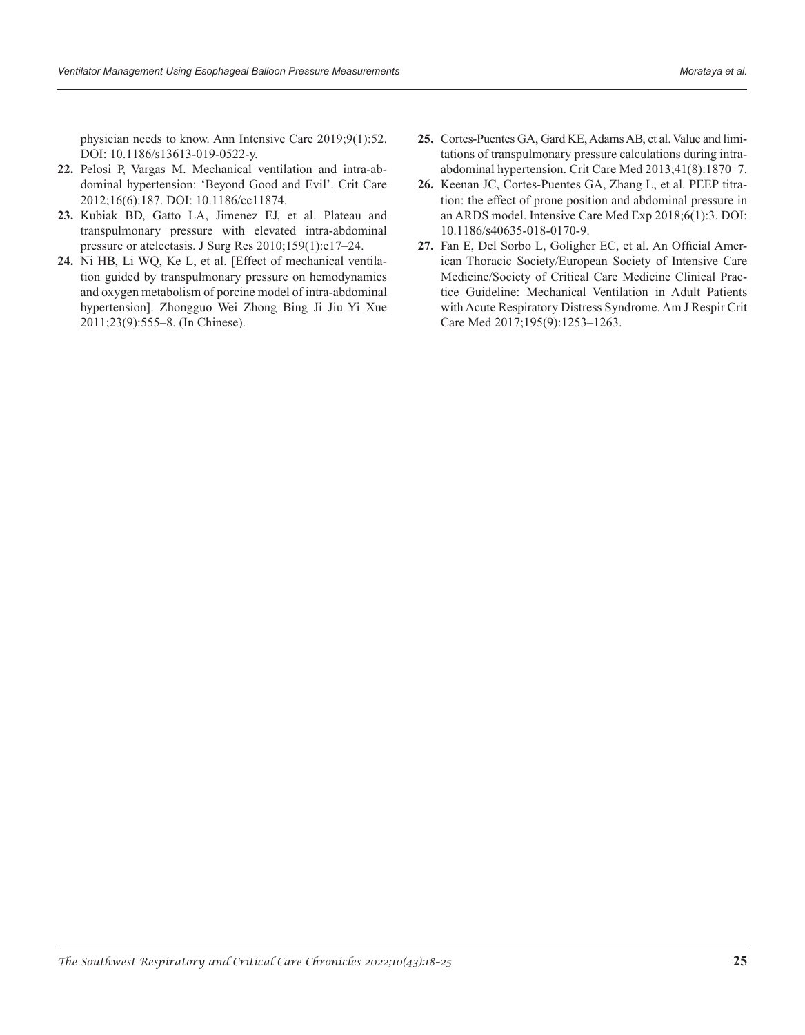physician needs to know. Ann Intensive Care 2019;9(1):52. DOI: 10.1186/s13613-019-0522-y.

22. Pelosi P, Vargas M. Mechanical ventilation and intra-abdominal hypertension: 'Beyond Good and Evil'. Crit Care 2012;16(6):187. DOI: 10.1186/cc11874.
23. Kubiak BD, Gatto LA, Jimenez EJ, et al. Plateau and transpulmonary pressure with elevated intra-abdominal pressure or atelectasis. J Surg Res 2010;159(1):e17–24.
24. Ni HB, Li WQ, Ke L, et al. [Effect of mechanical ventilation guided by transpulmonary pressure on hemodynamics and oxygen metabolism of porcine model of intra-abdominal hypertension]. Zhongguo Wei Zhong Bing Ji Jiu Yi Xue 2011;23(9):555–8. (In Chinese).
25. Cortes-Puentes GA, Gard KE, Adams AB, et al. Value and limitations of transpulmonary pressure calculations during intra-abdominal hypertension. Crit Care Med 2013;41(8):1870–7.
26. Keenan JC, Cortes-Puentes GA, Zhang L, et al. PEEP titration: the effect of prone position and abdominal pressure in an ARDS model. Intensive Care Med Exp 2018;6(1):3. DOI: 10.1186/s40635-018-0170-9.
27. Fan E, Del Sorbo L, Goligher EC, et al. An Official American Thoracic Society/European Society of Intensive Care Medicine/Society of Critical Care Medicine Clinical Practice Guideline: Mechanical Ventilation in Adult Patients with Acute Respiratory Distress Syndrome. Am J Respir Crit Care Med 2017;195(9):1253–1263.